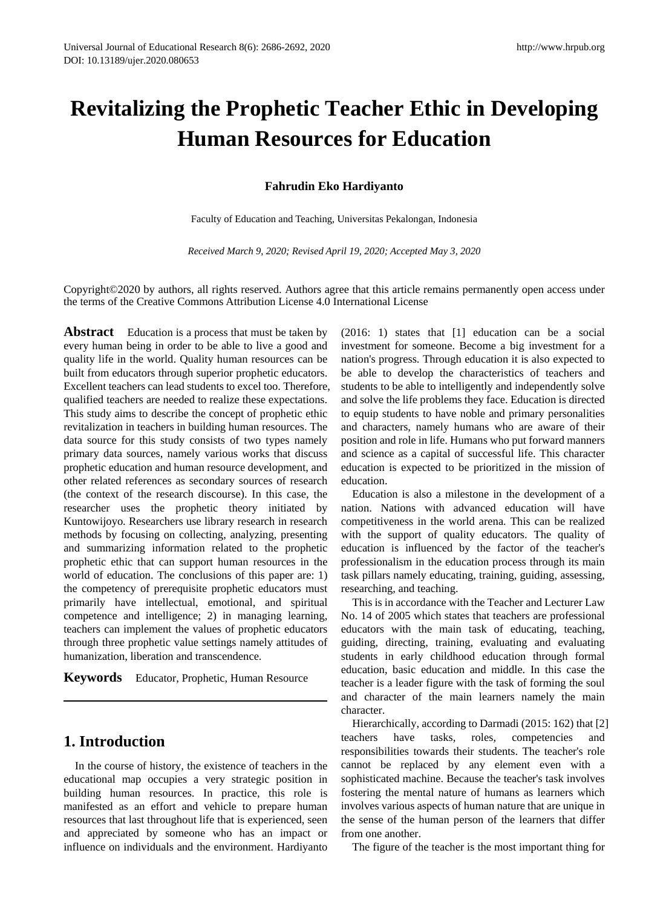# Revitalizing the Prophetic Teacher Ethic in Developing Human Resources for Education

**Fahrudin Eko Hardiyanto**

Faculty of Education and Teaching, Universitas Pekalongan, Indonesia

*Received March 9, 2020; Revised April 19, 2020; Accepted May 3, 2020*

Copyright©2020 by authors, all rights reserved. Authors agree that this article remains permanently open access under the terms of the Creative Commons Attribution License 4.0 International License

**Abstract** Education is a process that must be taken by every human being in order to be able to live a good and quality life in the world. Quality human resources can be built from educators through superior prophetic educators. Excellent teachers can lead students to excel too. Therefore, qualified teachers are needed to realize these expectations. This study aims to describe the concept of prophetic ethic revitalization in teachers in building human resources. The data source for this study consists of two types namely primary data sources, namely various works that discuss prophetic education and human resource development, and other related references as secondary sources of research (the context of the research discourse). In this case, the researcher uses the prophetic theory initiated by Kuntowijoyo. Researchers use library research in research methods by focusing on collecting, analyzing, presenting and summarizing information related to the prophetic prophetic ethic that can support human resources in the world of education. The conclusions of this paper are: 1) the competency of prerequisite prophetic educators must primarily have intellectual, emotional, and spiritual competence and intelligence; 2) in managing learning, teachers can implement the values of prophetic educators through three prophetic value settings namely attitudes of humanization, liberation and transcendence.

**Keywords** Educator, Prophetic, Human Resource

## 1. Introduction

In the course of history, the existence of teachers in the educational map occupies a very strategic position in building human resources. In practice, this role is manifested as an effort and vehicle to prepare human resources that last throughout life that is experienced, seen and appreciated by someone who has an impact or influence on individuals and the environment. Hardiyanto (2016: 1) states that [1] education can be a social investment for someone. Become a big investment for a nation's progress. Through education it is also expected to be able to develop the characteristics of teachers and students to be able to intelligently and independently solve and solve the life problems they face. Education is directed to equip students to have noble and primary personalities and characters, namely humans who are aware of their position and role in life. Humans who put forward manners and science as a capital of successful life. This character education is expected to be prioritized in the mission of education.

Education is also a milestone in the development of a nation. Nations with advanced education will have competitiveness in the world arena. This can be realized with the support of quality educators. The quality of education is influenced by the factor of the teacher's professionalism in the education process through its main task pillars namely educating, training, guiding, assessing, researching, and teaching.

This is in accordance with the Teacher and Lecturer Law No. 14 of 2005 which states that teachers are professional educators with the main task of educating, teaching, guiding, directing, training, evaluating and evaluating students in early childhood education through formal education, basic education and middle. In this case the teacher is a leader figure with the task of forming the soul and character of the main learners namely the main character.

Hierarchically, according to Darmadi (2015: 162) that [2] teachers have tasks, roles, competencies and responsibilities towards their students. The teacher's role cannot be replaced by any element even with a sophisticated machine. Because the teacher's task involves fostering the mental nature of humans as learners which involves various aspects of human nature that are unique in the sense of the human person of the learners that differ from one another.

The figure of the teacher is the most important thing for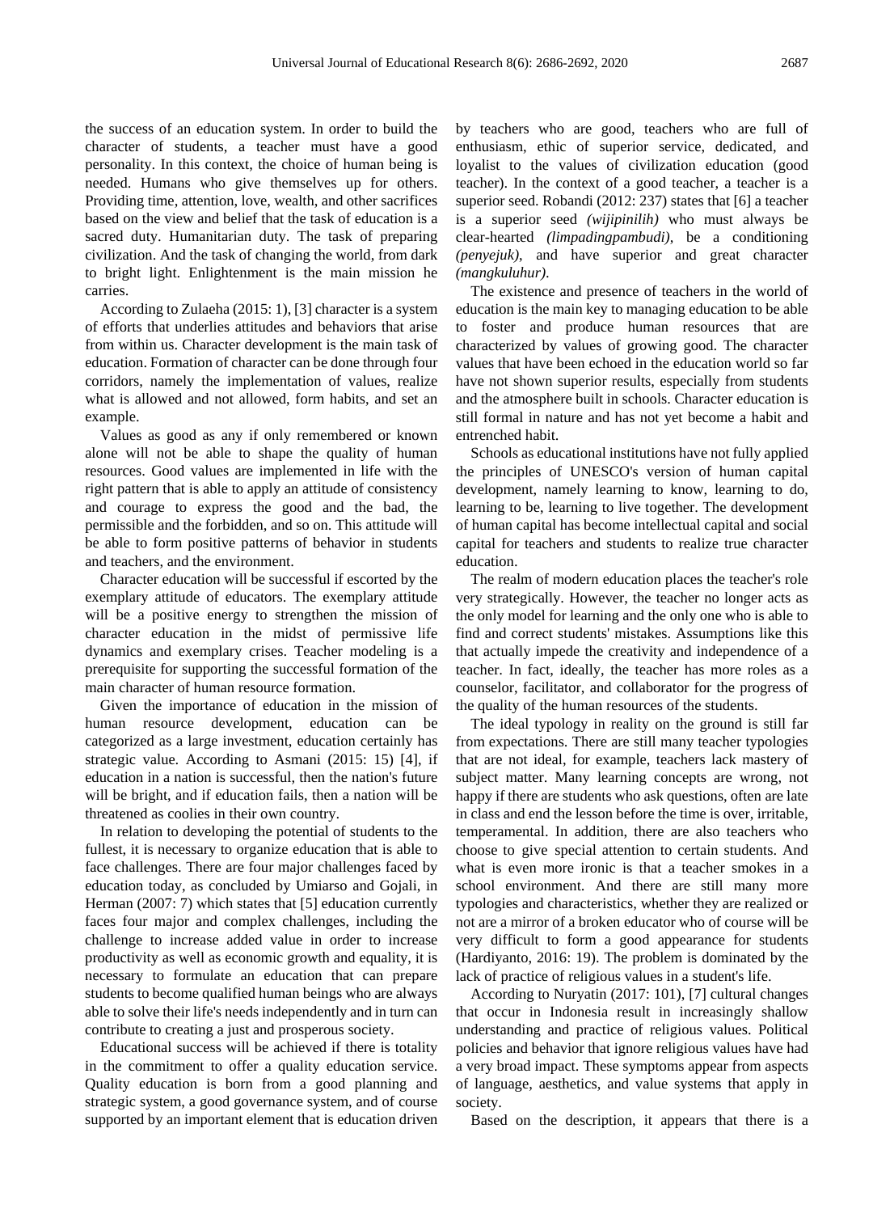the success of an education system. In order to build the character of students, a teacher must have a good personality. In this context, the choice of human being is needed. Humans who give themselves up for others. Providing time, attention, love, wealth, and other sacrifices based on the view and belief that the task of education is a sacred duty. Humanitarian duty. The task of preparing civilization. And the task of changing the world, from dark to bright light. Enlightenment is the main mission he carries.

According to Zulaeha (2015: 1), [3] character is a system of efforts that underlies attitudes and behaviors that arise from within us. Character development is the main task of education. Formation of character can be done through four corridors, namely the implementation of values, realize what is allowed and not allowed, form habits, and set an example.

Values as good as any if only remembered or known alone will not be able to shape the quality of human resources. Good values are implemented in life with the right pattern that is able to apply an attitude of consistency and courage to express the good and the bad, the permissible and the forbidden, and so on. This attitude will be able to form positive patterns of behavior in students and teachers, and the environment.

Character education will be successful if escorted by the exemplary attitude of educators. The exemplary attitude will be a positive energy to strengthen the mission of character education in the midst of permissive life dynamics and exemplary crises. Teacher modeling is a prerequisite for supporting the successful formation of the main character of human resource formation.

Given the importance of education in the mission of human resource development, education can be categorized as a large investment, education certainly has strategic value. According to Asmani (2015: 15) [4], if education in a nation is successful, then the nation's future will be bright, and if education fails, then a nation will be threatened as coolies in their own country.

In relation to developing the potential of students to the fullest, it is necessary to organize education that is able to face challenges. There are four major challenges faced by education today, as concluded by Umiarso and Gojali, in Herman (2007: 7) which states that [5] education currently faces four major and complex challenges, including the challenge to increase added value in order to increase productivity as well as economic growth and equality, it is necessary to formulate an education that can prepare students to become qualified human beings who are always able to solve their life's needs independently and in turn can contribute to creating a just and prosperous society.

Educational success will be achieved if there is totality in the commitment to offer a quality education service. Quality education is born from a good planning and strategic system, a good governance system, and of course supported by an important element that is education driven by teachers who are good, teachers who are full of enthusiasm, ethic of superior service, dedicated, and loyalist to the values of civilization education (good teacher). In the context of a good teacher, a teacher is a superior seed. Robandi (2012: 237) states that [6] a teacher is a superior seed *(wijipinilih)* who must always be clear-hearted *(limpadingpambudi)*, be a conditioning *(penyejuk)*, and have superior and great character *(mangkuluhur)*.

The existence and presence of teachers in the world of education is the main key to managing education to be able to foster and produce human resources that are characterized by values of growing good. The character values that have been echoed in the education world so far have not shown superior results, especially from students and the atmosphere built in schools. Character education is still formal in nature and has not yet become a habit and entrenched habit.

Schools as educational institutions have not fully applied the principles of UNESCO's version of human capital development, namely learning to know, learning to do, learning to be, learning to live together. The development of human capital has become intellectual capital and social capital for teachers and students to realize true character education.

The realm of modern education places the teacher's role very strategically. However, the teacher no longer acts as the only model for learning and the only one who is able to find and correct students' mistakes. Assumptions like this that actually impede the creativity and independence of a teacher. In fact, ideally, the teacher has more roles as a counselor, facilitator, and collaborator for the progress of the quality of the human resources of the students.

The ideal typology in reality on the ground is still far from expectations. There are still many teacher typologies that are not ideal, for example, teachers lack mastery of subject matter. Many learning concepts are wrong, not happy if there are students who ask questions, often are late in class and end the lesson before the time is over, irritable, temperamental. In addition, there are also teachers who choose to give special attention to certain students. And what is even more ironic is that a teacher smokes in a school environment. And there are still many more typologies and characteristics, whether they are realized or not are a mirror of a broken educator who of course will be very difficult to form a good appearance for students (Hardiyanto, 2016: 19). The problem is dominated by the lack of practice of religious values in a student's life.

According to Nuryatin (2017: 101), [7] cultural changes that occur in Indonesia result in increasingly shallow understanding and practice of religious values. Political policies and behavior that ignore religious values have had a very broad impact. These symptoms appear from aspects of language, aesthetics, and value systems that apply in society.

Based on the description, it appears that there is a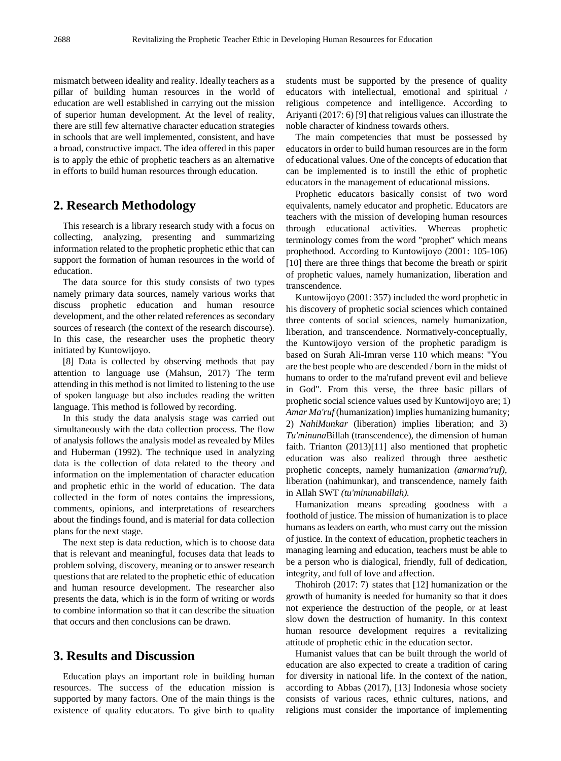mismatch between ideality and reality. Ideally teachers as a pillar of building human resources in the world of education are well established in carrying out the mission of superior human development. At the level of reality, there are still few alternative character education strategies in schools that are well implemented, consistent, and have a broad, constructive impact. The idea offered in this paper is to apply the ethic of prophetic teachers as an alternative in efforts to build human resources through education.

## 2. Research Methodology

This research is a library research study with a focus on collecting, analyzing, presenting and summarizing information related to the prophetic prophetic ethic that can support the formation of human resources in the world of education.

The data source for this study consists of two types namely primary data sources, namely various works that discuss prophetic education and human resource development, and the other related references as secondary sources of research (the context of the research discourse). In this case, the researcher uses the prophetic theory initiated by Kuntowijoyo.

[8] Data is collected by observing methods that pay attention to language use (Mahsun, 2017) The term attending in this method is not limited to listening to the use of spoken language but also includes reading the written language. This method is followed by recording.

In this study the data analysis stage was carried out simultaneously with the data collection process. The flow of analysis follows the analysis model as revealed by Miles and Huberman (1992). The technique used in analyzing data is the collection of data related to the theory and information on the implementation of character education and prophetic ethic in the world of education. The data collected in the form of notes contains the impressions, comments, opinions, and interpretations of researchers about the findings found, and is material for data collection plans for the next stage.

The next step is data reduction, which is to choose data that is relevant and meaningful, focuses data that leads to problem solving, discovery, meaning or to answer research questions that are related to the prophetic ethic of education and human resource development. The researcher also presents the data, which is in the form of writing or words to combine information so that it can describe the situation that occurs and then conclusions can be drawn.

## 3. Results and Discussion

Education plays an important role in building human resources. The success of the education mission is supported by many factors. One of the main things is the existence of quality educators. To give birth to quality students must be supported by the presence of quality educators with intellectual, emotional and spiritual / religious competence and intelligence. According to Ariyanti (2017: 6) [9] that religious values can illustrate the noble character of kindness towards others.

The main competencies that must be possessed by educators in order to build human resources are in the form of educational values. One of the concepts of education that can be implemented is to instill the ethic of prophetic educators in the management of educational missions.

Prophetic educators basically consist of two word equivalents, namely educator and prophetic. Educators are teachers with the mission of developing human resources through educational activities. Whereas prophetic terminology comes from the word "prophet" which means prophethood. According to Kuntowijoyo (2001: 105-106) [10] there are three things that become the breath or spirit of prophetic values, namely humanization, liberation and transcendence.

Kuntowijoyo (2001: 357) included the word prophetic in his discovery of prophetic social sciences which contained three contents of social sciences, namely humanization, liberation, and transcendence. Normatively-conceptually, the Kuntowijoyo version of the prophetic paradigm is based on Surah Ali-Imran verse 110 which means: "You are the best people who are descended / born in the midst of humans to order to the ma'rufand prevent evil and believe in God". From this verse, the three basic pillars of prophetic social science values used by Kuntowijoyo are; 1) *Amar Ma'ruf* (humanization) implies humanizing humanity; 2) *NahiMunkar* (liberation) implies liberation; and 3) *Tu'minuna*Billah (transcendence), the dimension of human faith. Trianton (2013)[11] also mentioned that prophetic education was also realized through three aesthetic prophetic concepts, namely humanization *(amarma'ruf)*, liberation (nahimunkar), and transcendence, namely faith in Allah SWT *(tu'minunabillah).*

Humanization means spreading goodness with a foothold of justice. The mission of humanization is to place humans as leaders on earth, who must carry out the mission of justice. In the context of education, prophetic teachers in managing learning and education, teachers must be able to be a person who is dialogical, friendly, full of dedication, integrity, and full of love and affection.

Thohiroh (2017: 7) states that [12] humanization or the growth of humanity is needed for humanity so that it does not experience the destruction of the people, or at least slow down the destruction of humanity. In this context human resource development requires a revitalizing attitude of prophetic ethic in the education sector.

Humanist values that can be built through the world of education are also expected to create a tradition of caring for diversity in national life. In the context of the nation, according to Abbas (2017), [13] Indonesia whose society consists of various races, ethnic cultures, nations, and religions must consider the importance of implementing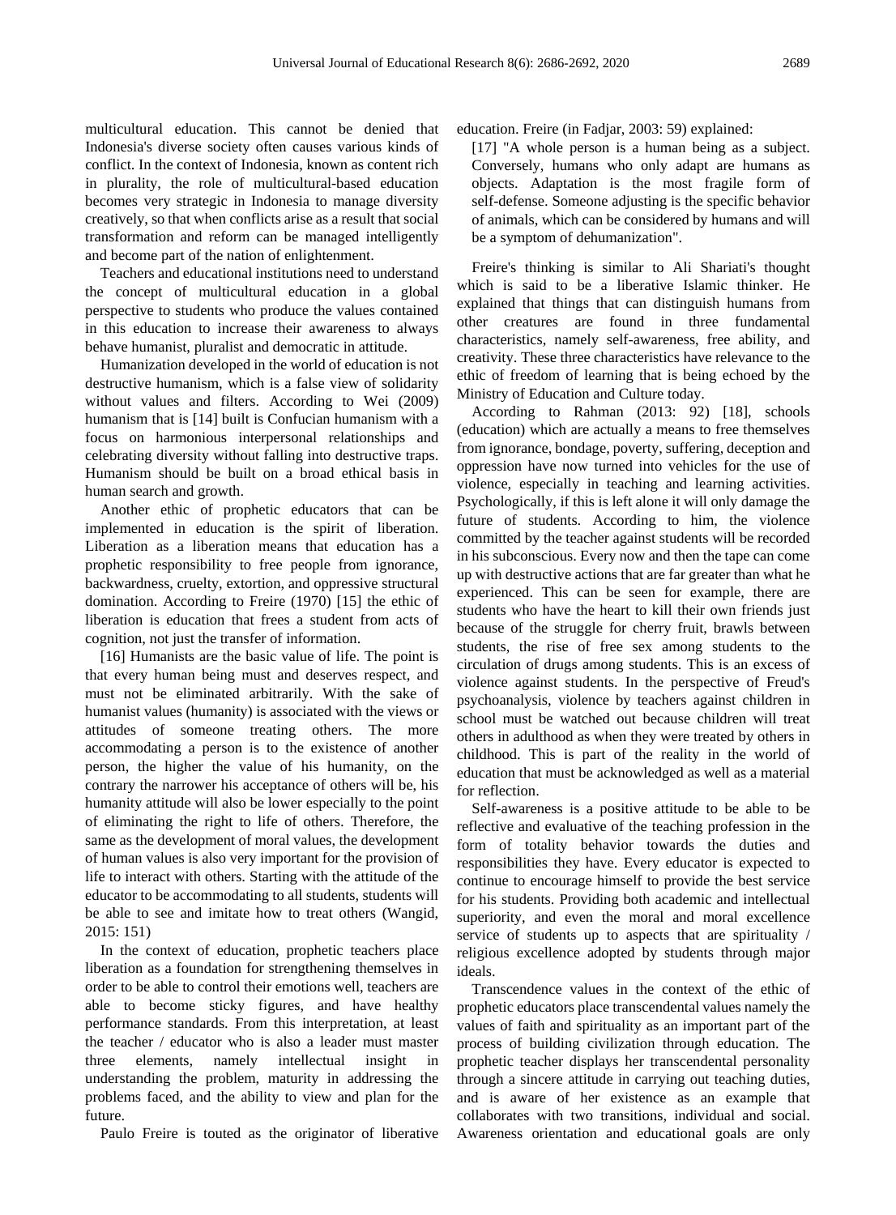multicultural education. This cannot be denied that Indonesia's diverse society often causes various kinds of conflict. In the context of Indonesia, known as content rich in plurality, the role of multicultural-based education becomes very strategic in Indonesia to manage diversity creatively, so that when conflicts arise as a result that social transformation and reform can be managed intelligently and become part of the nation of enlightenment.

Teachers and educational institutions need to understand the concept of multicultural education in a global perspective to students who produce the values contained in this education to increase their awareness to always behave humanist, pluralist and democratic in attitude.

Humanization developed in the world of education is not destructive humanism, which is a false view of solidarity without values and filters. According to Wei (2009) humanism that is [14] built is Confucian humanism with a focus on harmonious interpersonal relationships and celebrating diversity without falling into destructive traps. Humanism should be built on a broad ethical basis in human search and growth.

Another ethic of prophetic educators that can be implemented in education is the spirit of liberation. Liberation as a liberation means that education has a prophetic responsibility to free people from ignorance, backwardness, cruelty, extortion, and oppressive structural domination. According to Freire (1970) [15] the ethic of liberation is education that frees a student from acts of cognition, not just the transfer of information.

[16] Humanists are the basic value of life. The point is that every human being must and deserves respect, and must not be eliminated arbitrarily. With the sake of humanist values (humanity) is associated with the views or attitudes of someone treating others. The more accommodating a person is to the existence of another person, the higher the value of his humanity, on the contrary the narrower his acceptance of others will be, his humanity attitude will also be lower especially to the point of eliminating the right to life of others. Therefore, the same as the development of moral values, the development of human values is also very important for the provision of life to interact with others. Starting with the attitude of the educator to be accommodating to all students, students will be able to see and imitate how to treat others (Wangid, 2015: 151)

In the context of education, prophetic teachers place liberation as a foundation for strengthening themselves in order to be able to control their emotions well, teachers are able to become sticky figures, and have healthy performance standards. From this interpretation, at least the teacher / educator who is also a leader must master three elements, namely intellectual insight in understanding the problem, maturity in addressing the problems faced, and the ability to view and plan for the future.

Paulo Freire is touted as the originator of liberative education. Freire (in Fadjar, 2003: 59) explained:

> [17] "A whole person is a human being as a subject. Conversely, humans who only adapt are humans as objects. Adaptation is the most fragile form of self-defense. Someone adjusting is the specific behavior of animals, which can be considered by humans and will be a symptom of dehumanization".

Freire's thinking is similar to Ali Shariati's thought which is said to be a liberative Islamic thinker. He explained that things that can distinguish humans from other creatures are found in three fundamental characteristics, namely self-awareness, free ability, and creativity. These three characteristics have relevance to the ethic of freedom of learning that is being echoed by the Ministry of Education and Culture today.

According to Rahman (2013: 92) [18], schools (education) which are actually a means to free themselves from ignorance, bondage, poverty, suffering, deception and oppression have now turned into vehicles for the use of violence, especially in teaching and learning activities. Psychologically, if this is left alone it will only damage the future of students. According to him, the violence committed by the teacher against students will be recorded in his subconscious. Every now and then the tape can come up with destructive actions that are far greater than what he experienced. This can be seen for example, there are students who have the heart to kill their own friends just because of the struggle for cherry fruit, brawls between students, the rise of free sex among students to the circulation of drugs among students. This is an excess of violence against students. In the perspective of Freud's psychoanalysis, violence by teachers against children in school must be watched out because children will treat others in adulthood as when they were treated by others in childhood. This is part of the reality in the world of education that must be acknowledged as well as a material for reflection.

Self-awareness is a positive attitude to be able to be reflective and evaluative of the teaching profession in the form of totality behavior towards the duties and responsibilities they have. Every educator is expected to continue to encourage himself to provide the best service for his students. Providing both academic and intellectual superiority, and even the moral and moral excellence service of students up to aspects that are spirituality / religious excellence adopted by students through major ideals.

Transcendence values in the context of the ethic of prophetic educators place transcendental values namely the values of faith and spirituality as an important part of the process of building civilization through education. The prophetic teacher displays her transcendental personality through a sincere attitude in carrying out teaching duties, and is aware of her existence as an example that collaborates with two transitions, individual and social. Awareness orientation and educational goals are only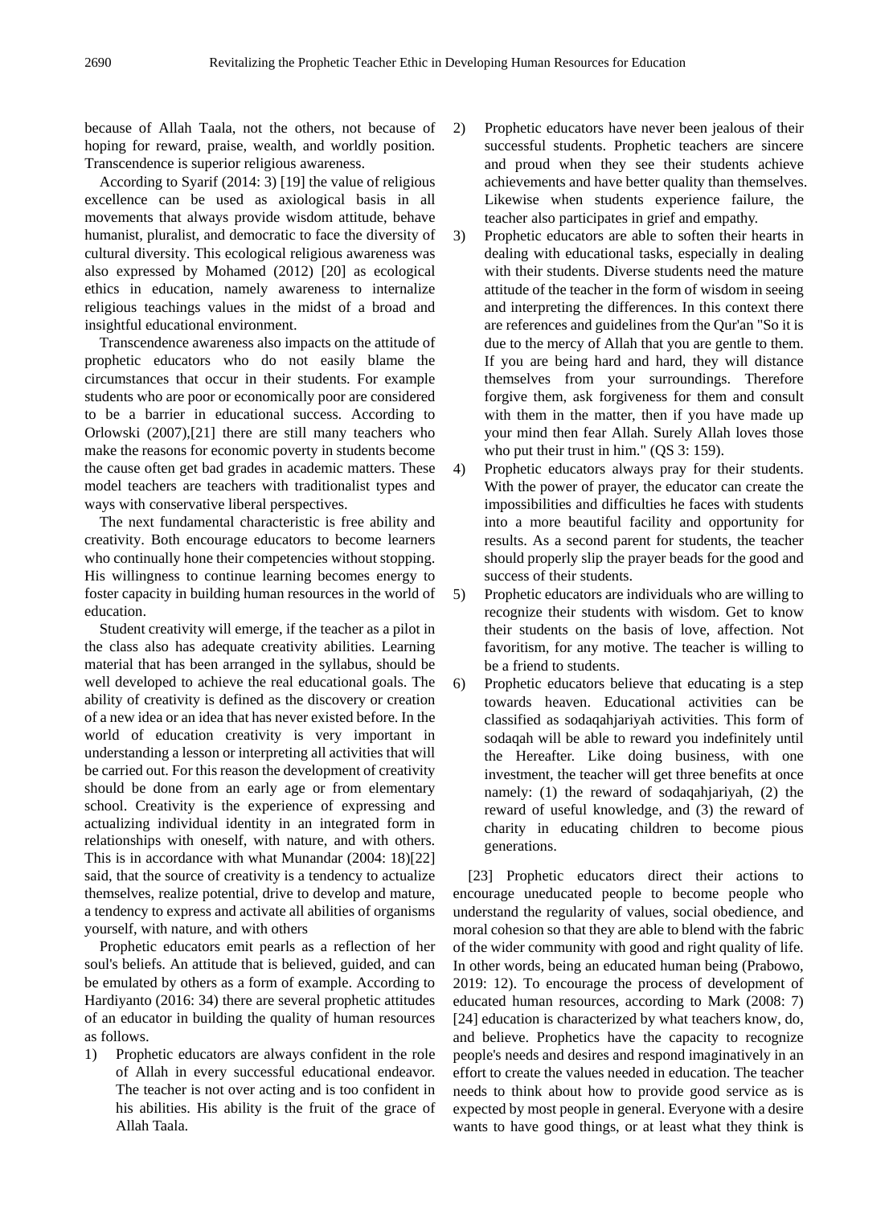because of Allah Taala, not the others, not because of hoping for reward, praise, wealth, and worldly position. Transcendence is superior religious awareness.

According to Syarif (2014: 3) [19] the value of religious excellence can be used as axiological basis in all movements that always provide wisdom attitude, behave humanist, pluralist, and democratic to face the diversity of cultural diversity. This ecological religious awareness was also expressed by Mohamed (2012) [20] as ecological ethics in education, namely awareness to internalize religious teachings values in the midst of a broad and insightful educational environment.

Transcendence awareness also impacts on the attitude of prophetic educators who do not easily blame the circumstances that occur in their students. For example students who are poor or economically poor are considered to be a barrier in educational success. According to Orlowski (2007),[21] there are still many teachers who make the reasons for economic poverty in students become the cause often get bad grades in academic matters. These model teachers are teachers with traditionalist types and ways with conservative liberal perspectives.

The next fundamental characteristic is free ability and creativity. Both encourage educators to become learners who continually hone their competencies without stopping. His willingness to continue learning becomes energy to foster capacity in building human resources in the world of education.

Student creativity will emerge, if the teacher as a pilot in the class also has adequate creativity abilities. Learning material that has been arranged in the syllabus, should be well developed to achieve the real educational goals. The ability of creativity is defined as the discovery or creation of a new idea or an idea that has never existed before. In the world of education creativity is very important in understanding a lesson or interpreting all activities that will be carried out. For this reason the development of creativity should be done from an early age or from elementary school. Creativity is the experience of expressing and actualizing individual identity in an integrated form in relationships with oneself, with nature, and with others. This is in accordance with what Munandar (2004: 18)[22] said, that the source of creativity is a tendency to actualize themselves, realize potential, drive to develop and mature, a tendency to express and activate all abilities of organisms yourself, with nature, and with others

Prophetic educators emit pearls as a reflection of her soul's beliefs. An attitude that is believed, guided, and can be emulated by others as a form of example. According to Hardiyanto (2016: 34) there are several prophetic attitudes of an educator in building the quality of human resources as follows.

1) Prophetic educators are always confident in the role of Allah in every successful educational endeavor. The teacher is not over acting and is too confident in his abilities. His ability is the fruit of the grace of Allah Taala.
2) Prophetic educators have never been jealous of their successful students. Prophetic teachers are sincere and proud when they see their students achieve achievements and have better quality than themselves. Likewise when students experience failure, the teacher also participates in grief and empathy.
3) Prophetic educators are able to soften their hearts in dealing with educational tasks, especially in dealing with their students. Diverse students need the mature attitude of the teacher in the form of wisdom in seeing and interpreting the differences. In this context there are references and guidelines from the Qur'an "So it is due to the mercy of Allah that you are gentle to them. If you are being hard and hard, they will distance themselves from your surroundings. Therefore forgive them, ask forgiveness for them and consult with them in the matter, then if you have made up your mind then fear Allah. Surely Allah loves those who put their trust in him." (QS 3: 159).
4) Prophetic educators always pray for their students. With the power of prayer, the educator can create the impossibilities and difficulties he faces with students into a more beautiful facility and opportunity for results. As a second parent for students, the teacher should properly slip the prayer beads for the good and success of their students.
5) Prophetic educators are individuals who are willing to recognize their students with wisdom. Get to know their students on the basis of love, affection. Not favoritism, for any motive. The teacher is willing to be a friend to students.
6) Prophetic educators believe that educating is a step towards heaven. Educational activities can be classified as sodaqahjariyah activities. This form of sodaqah will be able to reward you indefinitely until the Hereafter. Like doing business, with one investment, the teacher will get three benefits at once namely: (1) the reward of sodaqahjariyah, (2) the reward of useful knowledge, and (3) the reward of charity in educating children to become pious generations.

[23] Prophetic educators direct their actions to encourage uneducated people to become people who understand the regularity of values, social obedience, and moral cohesion so that they are able to blend with the fabric of the wider community with good and right quality of life. In other words, being an educated human being (Prabowo, 2019: 12). To encourage the process of development of educated human resources, according to Mark (2008: 7) [24] education is characterized by what teachers know, do, and believe. Prophetics have the capacity to recognize people's needs and desires and respond imaginatively in an effort to create the values needed in education. The teacher needs to think about how to provide good service as is expected by most people in general. Everyone with a desire wants to have good things, or at least what they think is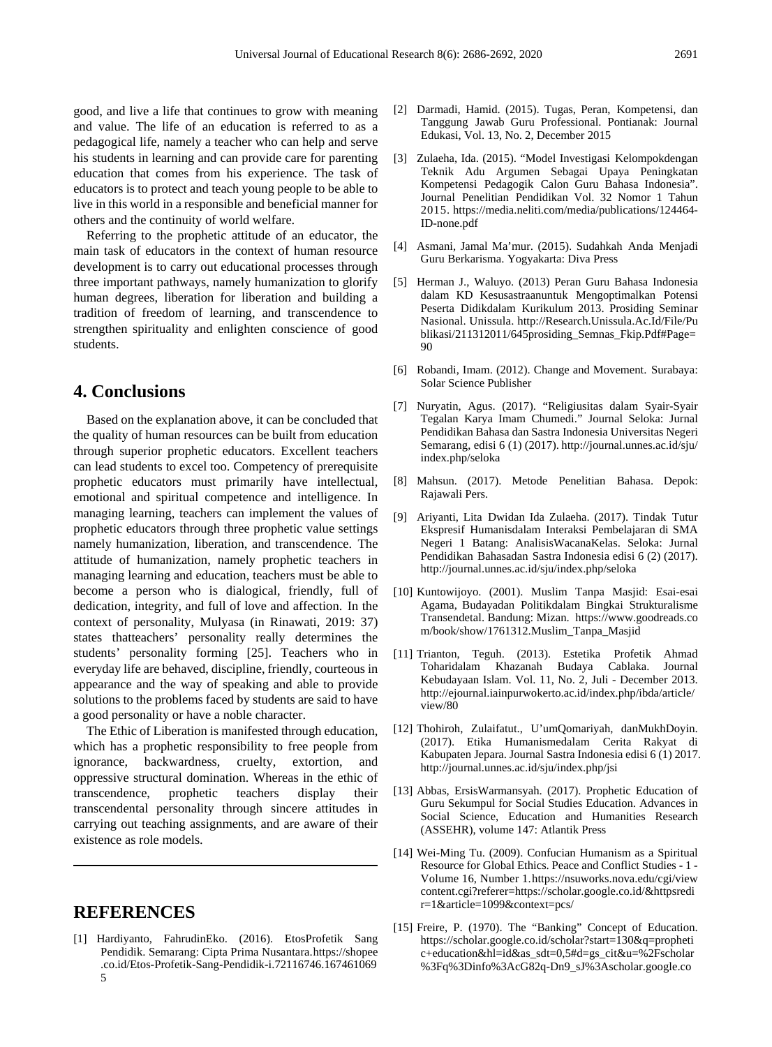good, and live a life that continues to grow with meaning and value. The life of an education is referred to as a pedagogical life, namely a teacher who can help and serve his students in learning and can provide care for parenting education that comes from his experience. The task of educators is to protect and teach young people to be able to live in this world in a responsible and beneficial manner for others and the continuity of world welfare.

Referring to the prophetic attitude of an educator, the main task of educators in the context of human resource development is to carry out educational processes through three important pathways, namely humanization to glorify human degrees, liberation for liberation and building a tradition of freedom of learning, and transcendence to strengthen spirituality and enlighten conscience of good students.

## 4. Conclusions

Based on the explanation above, it can be concluded that the quality of human resources can be built from education through superior prophetic educators. Excellent teachers can lead students to excel too. Competency of prerequisite prophetic educators must primarily have intellectual, emotional and spiritual competence and intelligence. In managing learning, teachers can implement the values of prophetic educators through three prophetic value settings namely humanization, liberation, and transcendence. The attitude of humanization, namely prophetic teachers in managing learning and education, teachers must be able to become a person who is dialogical, friendly, full of dedication, integrity, and full of love and affection. In the context of personality, Mulyasa (in Rinawati, 2019: 37) states thatteachers' personality really determines the students' personality forming [25]. Teachers who in everyday life are behaved, discipline, friendly, courteous in appearance and the way of speaking and able to provide solutions to the problems faced by students are said to have a good personality or have a noble character.

The Ethic of Liberation is manifested through education, which has a prophetic responsibility to free people from ignorance, backwardness, cruelty, extortion, and oppressive structural domination. Whereas in the ethic of transcendence, prophetic teachers display their transcendental personality through sincere attitudes in carrying out teaching assignments, and are aware of their existence as role models.

## REFERENCES

[1] Hardiyanto, FahrudinEko. (2016). EtosProfetik Sang Pendidik. Semarang: Cipta Prima Nusantara.https://shopee.co.id/Etos-Profetik-Sang-Pendidik-i.72116746.1674610695

[2] Darmadi, Hamid. (2015). Tugas, Peran, Kompetensi, dan Tanggung Jawab Guru Professional. Pontianak: Journal Edukasi, Vol. 13, No. 2, December 2015

[3] Zulaeha, Ida. (2015). "Model Investigasi Kelompokdengan Teknik Adu Argumen Sebagai Upaya Peningkatan Kompetensi Pedagogik Calon Guru Bahasa Indonesia". Journal Penelitian Pendidikan Vol. 32 Nomor 1 Tahun 2015. https://media.neliti.com/media/publications/124464-ID-none.pdf

[4] Asmani, Jamal Ma'mur. (2015). Sudahkah Anda Menjadi Guru Berkarisma. Yogyakarta: Diva Press

[5] Herman J., Waluyo. (2013) Peran Guru Bahasa Indonesia dalam KD Kesusastraanuntuk Mengoptimalkan Potensi Peserta Didikdalam Kurikulum 2013. Prosiding Seminar Nasional. Unissula. http://Research.Unissula.Ac.Id/File/Publikasi/211312011/645prosiding_Semnas_Fkip.Pdf#Page=90

[6] Robandi, Imam. (2012). Change and Movement. Surabaya: Solar Science Publisher

[7] Nuryatin, Agus. (2017). "Religiusitas dalam Syair-Syair Tegalan Karya Imam Chumedi." Journal Seloka: Jurnal Pendidikan Bahasa dan Sastra Indonesia Universitas Negeri Semarang, edisi 6 (1) (2017). http://journal.unnes.ac.id/sju/index.php/seloka

[8] Mahsun. (2017). Metode Penelitian Bahasa. Depok: Rajawali Pers.

[9] Ariyanti, Lita Dwidan Ida Zulaeha. (2017). Tindak Tutur Ekspresif Humanisdalam Interaksi Pembelajaran di SMA Negeri 1 Batang: AnalisisWacanaKelas. Seloka: Jurnal Pendidikan Bahasadan Sastra Indonesia edisi 6 (2) (2017). http://journal.unnes.ac.id/sju/index.php/seloka

[10] Kuntowijoyo. (2001). Muslim Tanpa Masjid: Esai-esai Agama, Budayadan Politikdalam Bingkai Strukturalisme Transendetal. Bandung: Mizan. https://www.goodreads.com/book/show/1761312.Muslim_Tanpa_Masjid

[11] Trianton, Teguh. (2013). Estetika Profetik Ahmad Toharidalam Khazanah Budaya Cablaka. Journal Kebudayaan Islam. Vol. 11, No. 2, Juli - December 2013. http://ejournal.iainpurwokerto.ac.id/index.php/ibda/article/view/80

[12] Thohiroh, Zulaifatut., U'umQomariyah, danMukhDoyin. (2017). Etika Humanismedalam Cerita Rakyat di Kabupaten Jepara. Journal Sastra Indonesia edisi 6 (1) 2017. http://journal.unnes.ac.id/sju/index.php/jsi

[13] Abbas, ErsisWarmansyah. (2017). Prophetic Education of Guru Sekumpul for Social Studies Education. Advances in Social Science, Education and Humanities Research (ASSEHR), volume 147: Atlantik Press

[14] Wei-Ming Tu. (2009). Confucian Humanism as a Spiritual Resource for Global Ethics. Peace and Conflict Studies - 1 - Volume 16, Number 1.https://nsuworks.nova.edu/cgi/viewcontent.cgi?referer=https://scholar.google.co.id/&httpsredir=1&article=1099&context=pcs/

[15] Freire, P. (1970). The "Banking" Concept of Education. https://scholar.google.co.id/scholar?start=130&q=prophetic+education&hl=id&as_sdt=0,5#d=gs_cit&u=%2Fscholar%3Fq%3Dinfo%3AcG82q-Dn9_sJ%3Ascholar.google.co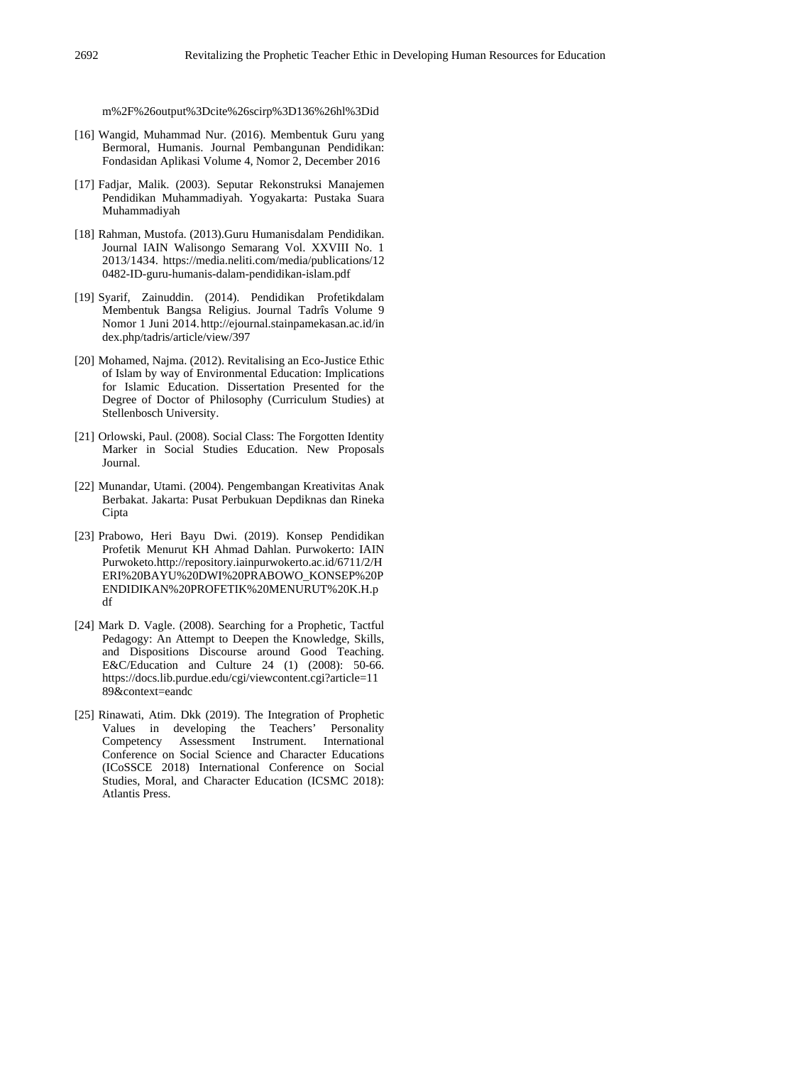m%2F%26output%3Dcite%26scirp%3D136%26hl%3Did

[16] Wangid, Muhammad Nur. (2016). Membentuk Guru yang Bermoral, Humanis. Journal Pembangunan Pendidikan: Fondasidan Aplikasi Volume 4, Nomor 2, December 2016

[17] Fadjar, Malik. (2003). Seputar Rekonstruksi Manajemen Pendidikan Muhammadiyah. Yogyakarta: Pustaka Suara Muhammadiyah

[18] Rahman, Mustofa. (2013).Guru Humanisdalam Pendidikan. Journal IAIN Walisongo Semarang Vol. XXVIII No. 1 2013/1434. https://media.neliti.com/media/publications/120482-ID-guru-humanis-dalam-pendidikan-islam.pdf

[19] Syarif, Zainuddin. (2014). Pendidikan Profetikdalam Membentuk Bangsa Religius. Journal Tadrîs Volume 9 Nomor 1 Juni 2014. http://ejournal.stainpamekasan.ac.id/index.php/tadris/article/view/397

[20] Mohamed, Najma. (2012). Revitalising an Eco-Justice Ethic of Islam by way of Environmental Education: Implications for Islamic Education. Dissertation Presented for the Degree of Doctor of Philosophy (Curriculum Studies) at Stellenbosch University.

[21] Orlowski, Paul. (2008). Social Class: The Forgotten Identity Marker in Social Studies Education. New Proposals Journal.

[22] Munandar, Utami. (2004). Pengembangan Kreativitas Anak Berbakat. Jakarta: Pusat Perbukuan Depdiknas dan Rineka Cipta

[23] Prabowo, Heri Bayu Dwi. (2019). Konsep Pendidikan Profetik Menurut KH Ahmad Dahlan. Purwokerto: IAIN Purwoketo.http://repository.iainpurwokerto.ac.id/6711/2/HERI%20BAYU%20DWI%20PRABOWO_KONSEP%20PENDIDIKAN%20PROFETIK%20MENURUT%20K.H.pdf

[24] Mark D. Vagle. (2008). Searching for a Prophetic, Tactful Pedagogy: An Attempt to Deepen the Knowledge, Skills, and Dispositions Discourse around Good Teaching. E&C/Education and Culture 24 (1) (2008): 50-66. https://docs.lib.purdue.edu/cgi/viewcontent.cgi?article=1189&context=eandc

[25] Rinawati, Atim. Dkk (2019). The Integration of Prophetic Values in developing the Teachers' Personality Competency Assessment Instrument. International Conference on Social Science and Character Educations (ICoSSCE 2018) International Conference on Social Studies, Moral, and Character Education (ICSMC 2018): Atlantis Press.